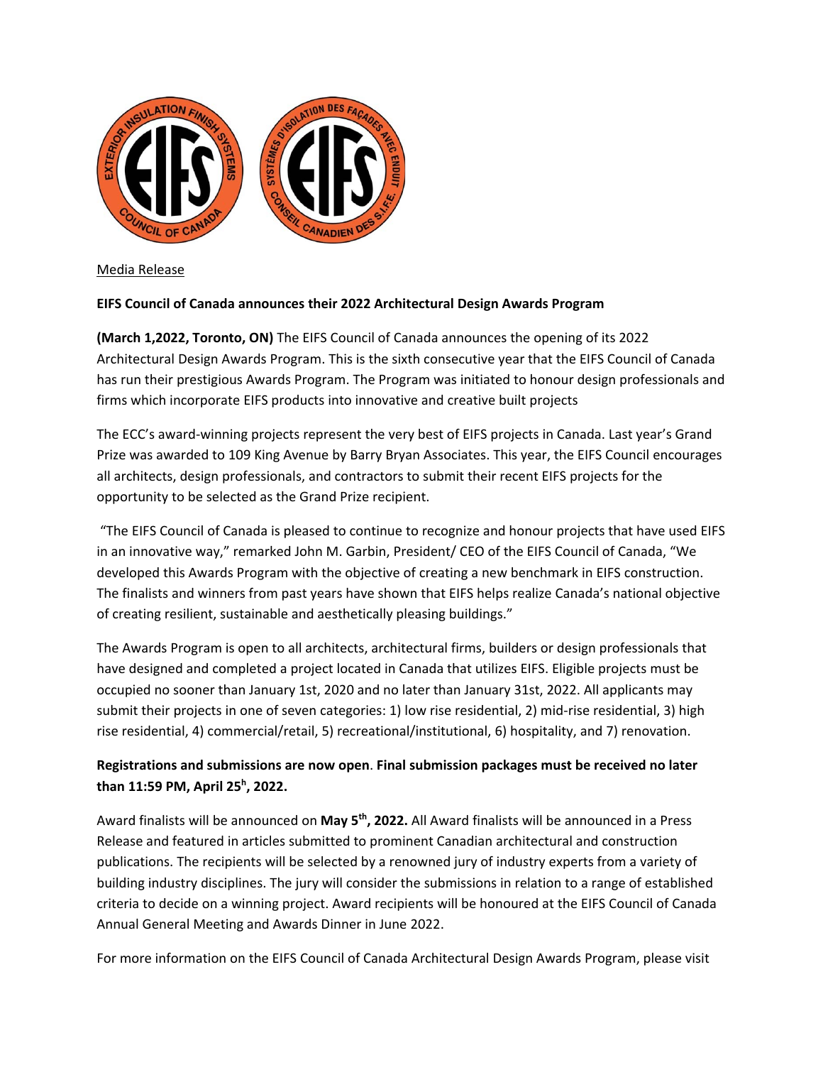Media Release

**EIFS Council of Canada announces their 2022 Architectural Design Awards Program**

**(March 1,2022, Toronto, ON)** The EIFS Council of Canada announces the opening of its 2022 Architectural Design Awards Program. This is the sixth consecutive year that the EIFS Council of Canada has run their prestigious Awards Program. The Program was initiated to honour design professionals and firms which incorporate EIFS products into innovative and creative built projects

The ECC's award-winning projects represent the very best of EIFS projects in Canada. Last year's Grand Prize was awarded to 109 King Avenue by Barry Bryan Associates. This year, the EIFS Council encourages all architects, design professionals, and contractors to submit their recent EIFS projects for the opportunity to be selected as the Grand Prize recipient.

"The EIFS Council of Canada is pleased to continue to recognize and honour projects that have used EIFS in an innovative way," remarked John M. Garbin, President/ CEO of the EIFS Council of Canada, "We developed this Awards Program with the objective of creating a new benchmark in EIFS construction. The finalists and winners from past years have shown that EIFS helps realize Canada's national objective of creating resilient, sustainable and aesthetically pleasing buildings."

The Awards Program is open to all architects, architectural firms, builders or design professionals that have designed and completed a project located in Canada that utilizes EIFS. Eligible projects must be occupied no sooner than January 1st, 2020 and no later than January 31st, 2022. All applicants may submit their projects in one of seven categories: 1) low rise residential, 2) mid-rise residential, 3) high rise residential, 4) commercial/retail, 5) recreational/institutional, 6) hospitality, and 7) renovation.

**Registrations and submissions are now open**. **Final submission packages must be received no later than 11:59 PM, April 25h, 2022.**

Award finalists will be announced on **May 5th, 2022.** All Award finalists will be announced in a Press Release and featured in articles submitted to prominent Canadian architectural and construction publications. The recipients will be selected by a renowned jury of industry experts from a variety of building industry disciplines. The jury will consider the submissions in relation to a range of established criteria to decide on a winning project. Award recipients will be honoured at the EIFS Council of Canada Annual General Meeting and Awards Dinner in June 2022.

For more information on the EIFS Council of Canada Architectural Design Awards Program, please visit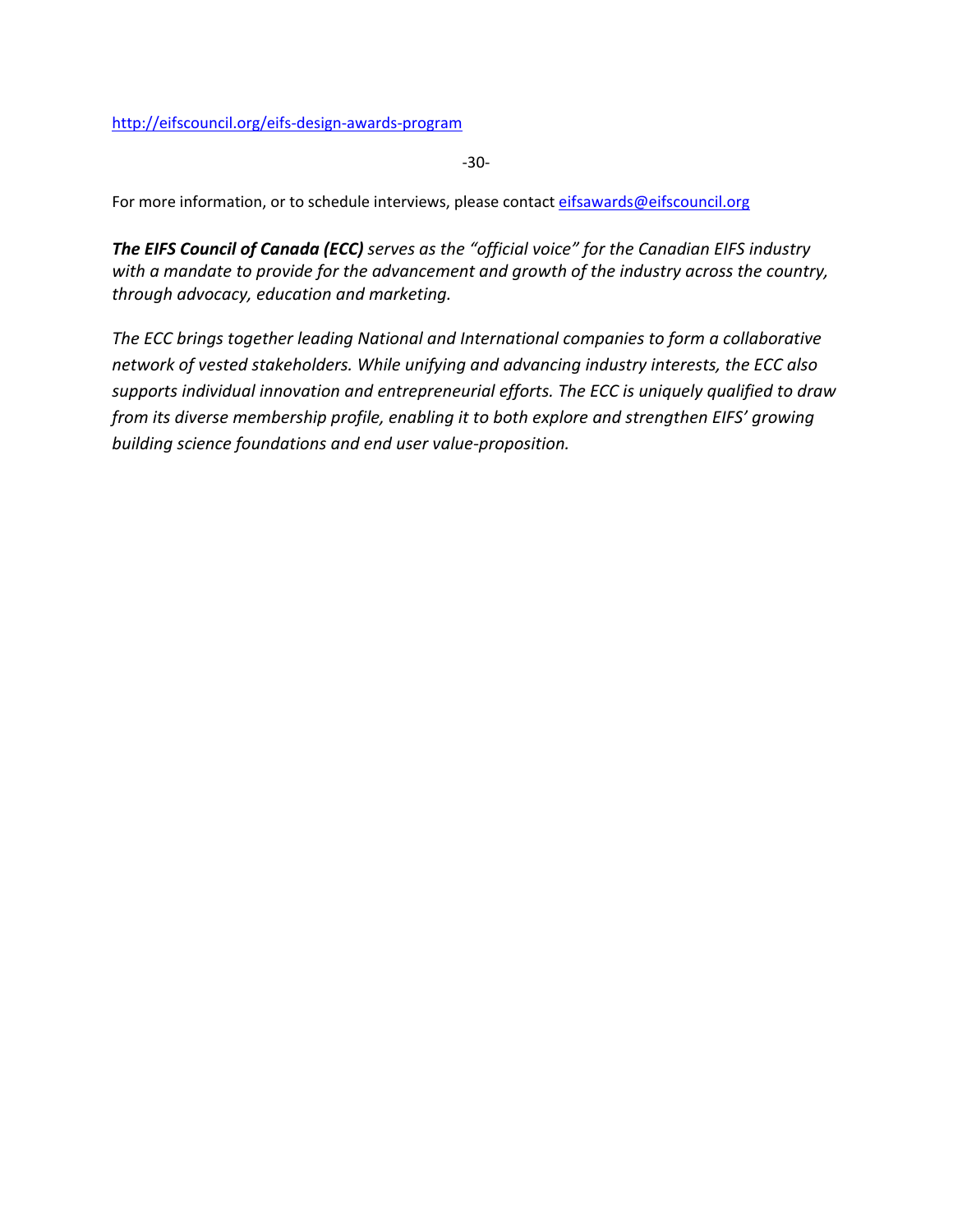http://eifscouncil.org/eifs-design-awards-program

-30-

For more information, or to schedule interviews, please contact eifsawards@eifscouncil.org

***The EIFS Council of Canada (ECC)*** *serves as the "official voice" for the Canadian EIFS industry with a mandate to provide for the advancement and growth of the industry across the country, through advocacy, education and marketing.*

*The ECC brings together leading National and International companies to form a collaborative network of vested stakeholders. While unifying and advancing industry interests, the ECC also supports individual innovation and entrepreneurial efforts. The ECC is uniquely qualified to draw from its diverse membership profile, enabling it to both explore and strengthen EIFS' growing building science foundations and end user value-proposition.*